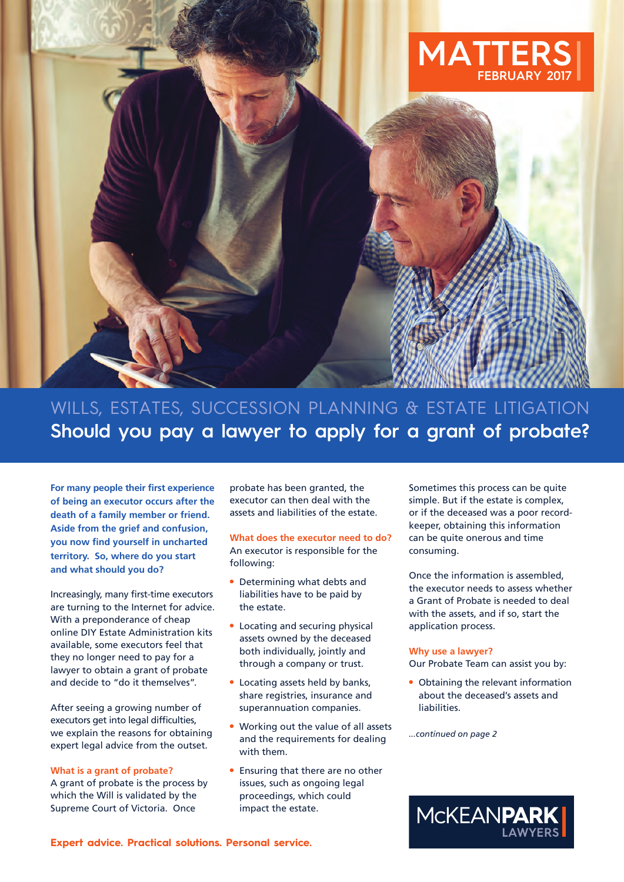# MATTERS

FEBRUARY 2017

## WILLS, ESTATES, SUCCESSION PLANNING & ESTATE LITIGATION

# Should you pay a lawyer to apply for a grant of probate?

**For many people their first experience of being an executor occurs after the death of a family member or friend. Aside from the grief and confusion, you now find yourself in uncharted territory. So, where do you start and what should you do?**

Increasingly, many first-time executors are turning to the Internet for advice. With a preponderance of cheap online DIY Estate Administration kits available, some executors feel that they no longer need to pay for a lawyer to obtain a grant of probate and decide to "do it themselves".

After seeing a growing number of executors get into legal difficulties, we explain the reasons for obtaining expert legal advice from the outset.

### What is a grant of probate?

A grant of probate is the process by which the Will is validated by the Supreme Court of Victoria. Once probate has been granted, the executor can then deal with the assets and liabilities of the estate.

### What does the executor need to do?

An executor is responsible for the following:

- Determining what debts and liabilities have to be paid by the estate.
- Locating and securing physical assets owned by the deceased both individually, jointly and through a company or trust.
- Locating assets held by banks, share registries, insurance and superannuation companies.
- Working out the value of all assets and the requirements for dealing with them.
- Ensuring that there are no other issues, such as ongoing legal proceedings, which could impact the estate.

Sometimes this process can be quite simple. But if the estate is complex, or if the deceased was a poor record-keeper, obtaining this information can be quite onerous and time consuming.

Once the information is assembled, the executor needs to assess whether a Grant of Probate is needed to deal with the assets, and if so, start the application process.

### Why use a lawyer?

Our Probate Team can assist you by:

- Obtaining the relevant information about the deceased's assets and liabilities.

*...continued on page 2*

**Expert advice. Practical solutions. Personal service.**

McKEAN**PARK** LAWYERS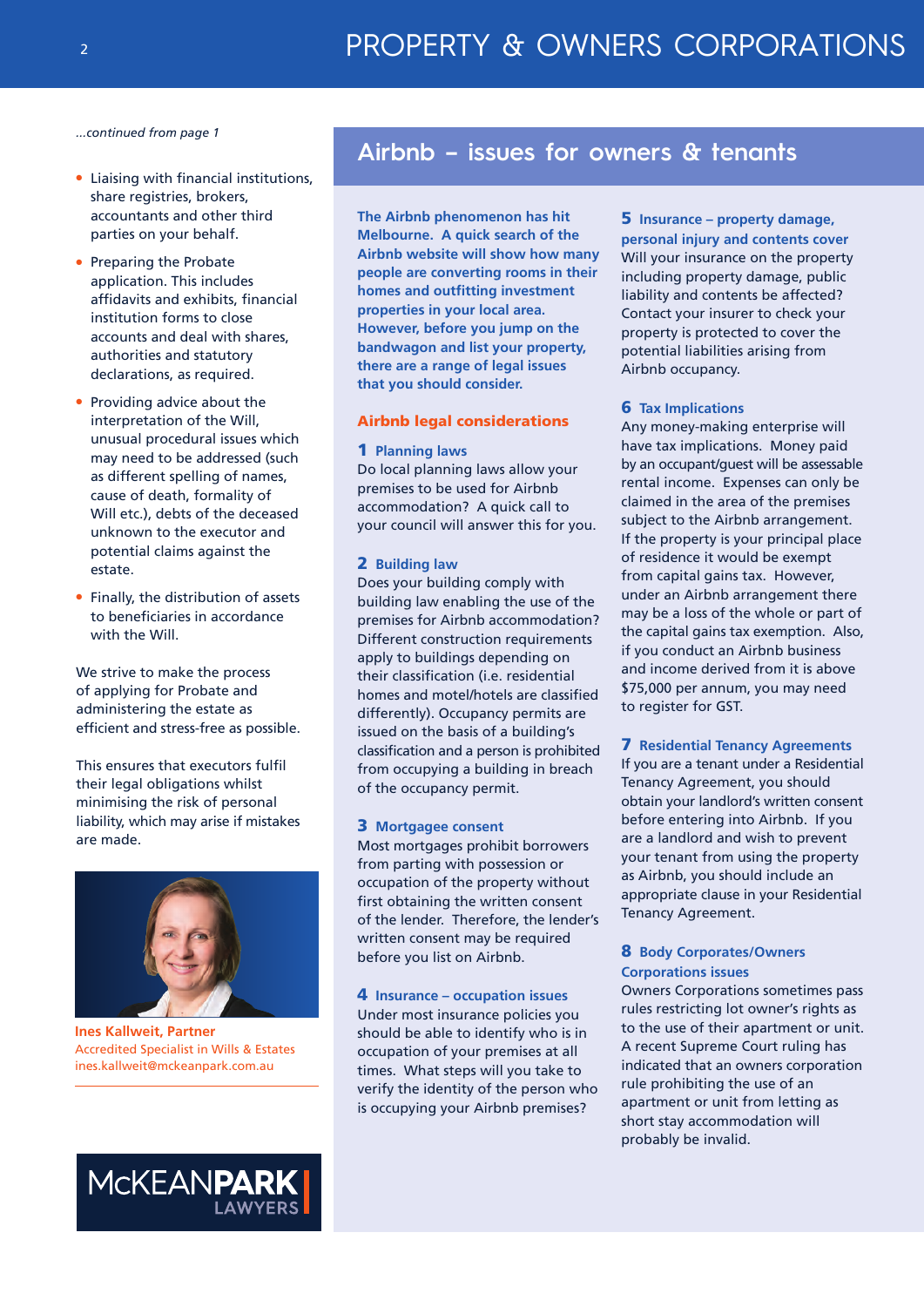*...continued from page 1*

- Liaising with financial institutions, share registries, brokers, accountants and other third parties on your behalf.
- Preparing the Probate application. This includes affidavits and exhibits, financial institution forms to close accounts and deal with shares, authorities and statutory declarations, as required.
- Providing advice about the interpretation of the Will, unusual procedural issues which may need to be addressed (such as different spelling of names, cause of death, formality of Will etc.), debts of the deceased unknown to the executor and potential claims against the estate.
- Finally, the distribution of assets to beneficiaries in accordance with the Will.

We strive to make the process of applying for Probate and administering the estate as efficient and stress-free as possible.

This ensures that executors fulfil their legal obligations whilst minimising the risk of personal liability, which may arise if mistakes are made.

**Ines Kallweit, Partner**
Accredited Specialist in Wills & Estates
ines.kallweit@mckeanpark.com.au

McKEANPARK LAWYERS

## Airbnb – issues for owners & tenants

**The Airbnb phenomenon has hit Melbourne. A quick search of the Airbnb website will show how many people are converting rooms in their homes and outfitting investment properties in your local area. However, before you jump on the bandwagon and list your property, there are a range of legal issues that you should consider.**

### Airbnb legal considerations

**1 Planning laws**

Do local planning laws allow your premises to be used for Airbnb accommodation? A quick call to your council will answer this for you.

**2 Building law**

Does your building comply with building law enabling the use of the premises for Airbnb accommodation? Different construction requirements apply to buildings depending on their classification (i.e. residential homes and motel/hotels are classified differently). Occupancy permits are issued on the basis of a building's classification and a person is prohibited from occupying a building in breach of the occupancy permit.

**3 Mortgagee consent**

Most mortgages prohibit borrowers from parting with possession or occupation of the property without first obtaining the written consent of the lender. Therefore, the lender's written consent may be required before you list on Airbnb.

**4 Insurance – occupation issues**

Under most insurance policies you should be able to identify who is in occupation of your premises at all times. What steps will you take to verify the identity of the person who is occupying your Airbnb premises?

**5 Insurance – property damage, personal injury and contents cover**

Will your insurance on the property including property damage, public liability and contents be affected? Contact your insurer to check your property is protected to cover the potential liabilities arising from Airbnb occupancy.

**6 Tax Implications**

Any money-making enterprise will have tax implications. Money paid by an occupant/guest will be assessable rental income. Expenses can only be claimed in the area of the premises subject to the Airbnb arrangement. If the property is your principal place of residence it would be exempt from capital gains tax. However, under an Airbnb arrangement there may be a loss of the whole or part of the capital gains tax exemption. Also, if you conduct an Airbnb business and income derived from it is above $75,000 per annum, you may need to register for GST.

**7 Residential Tenancy Agreements**

If you are a tenant under a Residential Tenancy Agreement, you should obtain your landlord's written consent before entering into Airbnb. If you are a landlord and wish to prevent your tenant from using the property as Airbnb, you should include an appropriate clause in your Residential Tenancy Agreement.

**8 Body Corporates/Owners Corporations issues**

Owners Corporations sometimes pass rules restricting lot owner's rights as to the use of their apartment or unit. A recent Supreme Court ruling has indicated that an owners corporation rule prohibiting the use of an apartment or unit from letting as short stay accommodation will probably be invalid.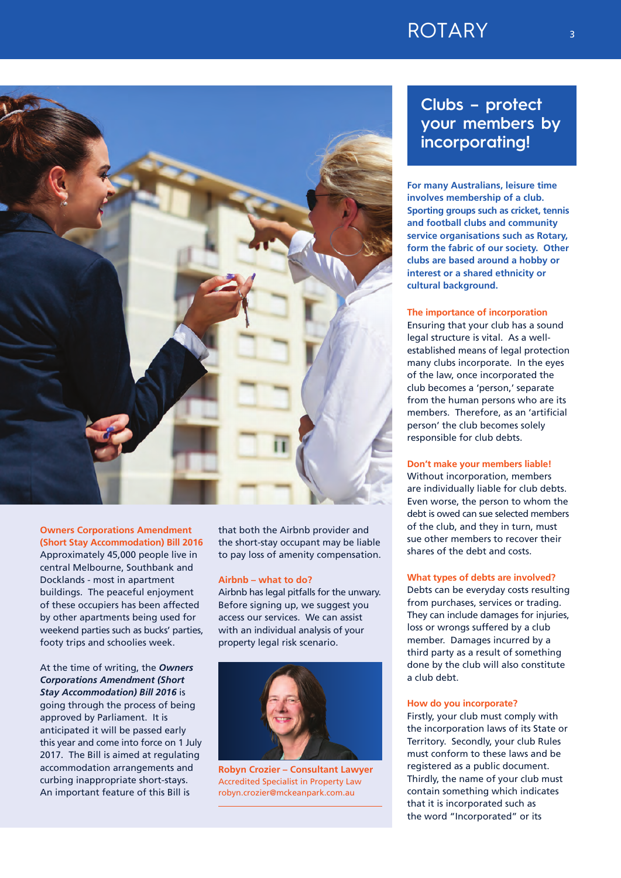## Owners Corporations Amendment (Short Stay Accommodation) Bill 2016

Approximately 45,000 people live in central Melbourne, Southbank and Docklands - most in apartment buildings. The peaceful enjoyment of these occupiers has been affected by other apartments being used for weekend parties such as bucks' parties, footy trips and schoolies week.

At the time of writing, the ***Owners Corporations Amendment (Short Stay Accommodation) Bill 2016*** is going through the process of being approved by Parliament. It is anticipated it will be passed early this year and come into force on 1 July 2017. The Bill is aimed at regulating accommodation arrangements and curbing inappropriate short-stays. An important feature of this Bill is that both the Airbnb provider and the short-stay occupant may be liable to pay loss of amenity compensation.

### Airbnb – what to do?

Airbnb has legal pitfalls for the unwary. Before signing up, we suggest you access our services. We can assist with an individual analysis of your property legal risk scenario.

**Robyn Crozier – Consultant Lawyer**
Accredited Specialist in Property Law
robyn.crozier@mckeanpark.com.au

# Clubs – protect your members by incorporating!

**For many Australians, leisure time involves membership of a club. Sporting groups such as cricket, tennis and football clubs and community service organisations such as Rotary, form the fabric of our society. Other clubs are based around a hobby or interest or a shared ethnicity or cultural background.**

### The importance of incorporation

Ensuring that your club has a sound legal structure is vital. As a well-established means of legal protection many clubs incorporate. In the eyes of the law, once incorporated the club becomes a 'person,' separate from the human persons who are its members. Therefore, as an 'artificial person' the club becomes solely responsible for club debts.

### Don't make your members liable!

Without incorporation, members are individually liable for club debts. Even worse, the person to whom the debt is owed can sue selected members of the club, and they in turn, must sue other members to recover their shares of the debt and costs.

### What types of debts are involved?

Debts can be everyday costs resulting from purchases, services or trading. They can include damages for injuries, loss or wrongs suffered by a club member. Damages incurred by a third party as a result of something done by the club will also constitute a club debt.

### How do you incorporate?

Firstly, your club must comply with the incorporation laws of its State or Territory. Secondly, your club Rules must conform to these laws and be registered as a public document. Thirdly, the name of your club must contain something which indicates that it is incorporated such as the word "Incorporated" or its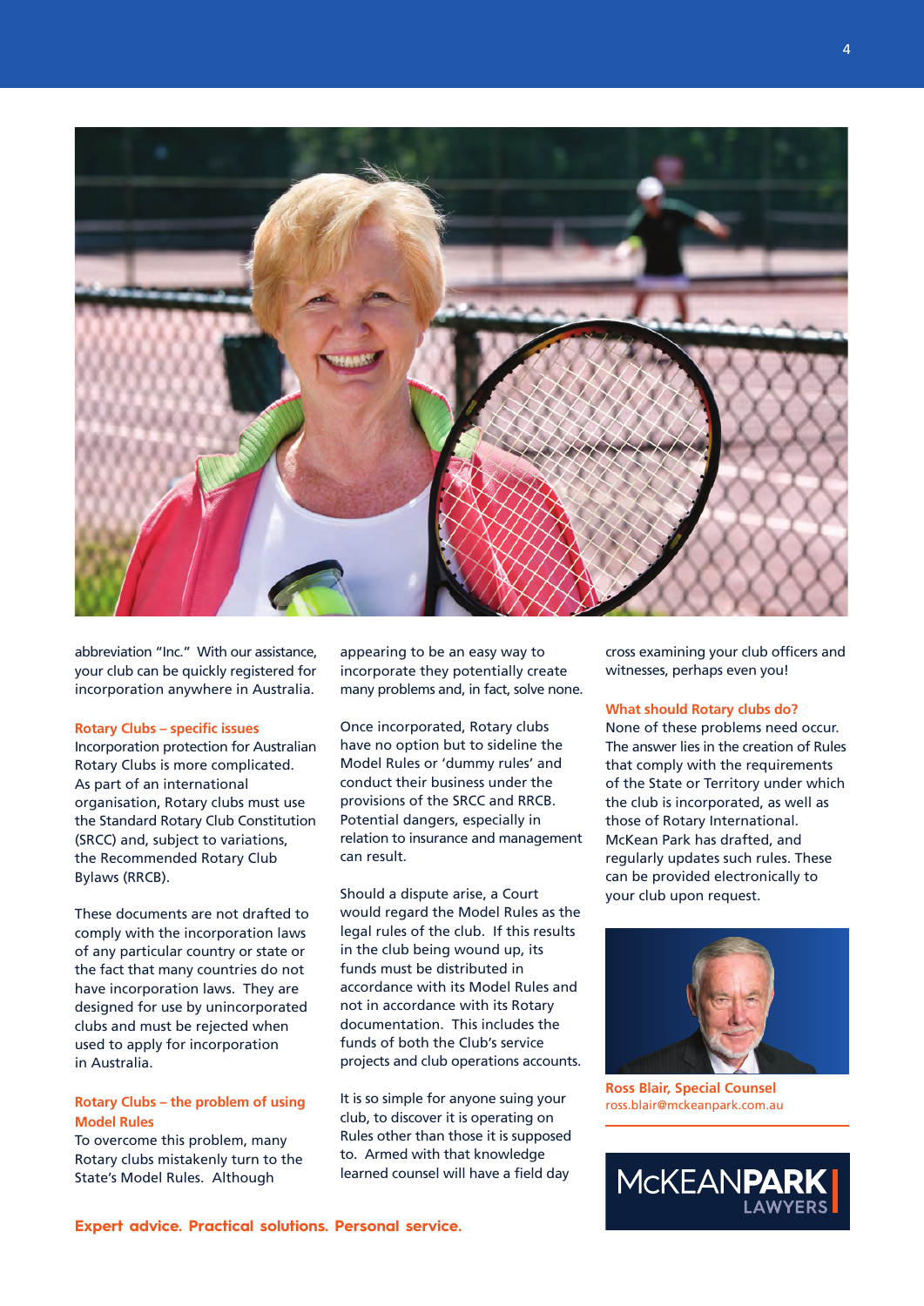abbreviation "Inc." With our assistance, your club can be quickly registered for incorporation anywhere in Australia.

### Rotary Clubs – specific issues

Incorporation protection for Australian Rotary Clubs is more complicated. As part of an international organisation, Rotary clubs must use the Standard Rotary Club Constitution (SRCC) and, subject to variations, the Recommended Rotary Club Bylaws (RRCB).

These documents are not drafted to comply with the incorporation laws of any particular country or state or the fact that many countries do not have incorporation laws. They are designed for use by unincorporated clubs and must be rejected when used to apply for incorporation in Australia.

### Rotary Clubs – the problem of using Model Rules

To overcome this problem, many Rotary clubs mistakenly turn to the State's Model Rules. Although appearing to be an easy way to incorporate they potentially create many problems and, in fact, solve none.

Once incorporated, Rotary clubs have no option but to sideline the Model Rules or 'dummy rules' and conduct their business under the provisions of the SRCC and RRCB. Potential dangers, especially in relation to insurance and management can result.

Should a dispute arise, a Court would regard the Model Rules as the legal rules of the club. If this results in the club being wound up, its funds must be distributed in accordance with its Model Rules and not in accordance with its Rotary documentation. This includes the funds of both the Club's service projects and club operations accounts.

It is so simple for anyone suing your club, to discover it is operating on Rules other than those it is supposed to. Armed with that knowledge learned counsel will have a field day cross examining your club officers and witnesses, perhaps even you!

### What should Rotary clubs do?

None of these problems need occur. The answer lies in the creation of Rules that comply with the requirements of the State or Territory under which the club is incorporated, as well as those of Rotary International. McKean Park has drafted, and regularly updates such rules. These can be provided electronically to your club upon request.

**Ross Blair, Special Counsel**
ross.blair@mckeanpark.com.au

McKEANPARK LAWYERS

**Expert advice. Practical solutions. Personal service.**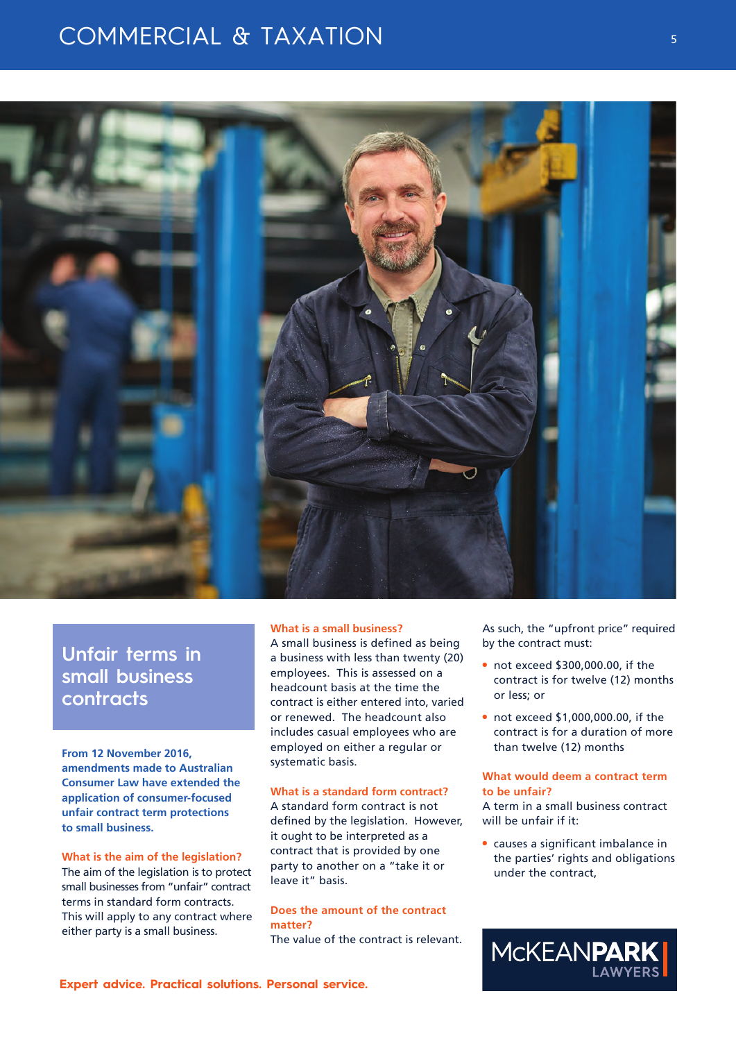## Unfair terms in small business contracts

**From 12 November 2016, amendments made to Australian Consumer Law have extended the application of consumer-focused unfair contract term protections to small business.**

### What is the aim of the legislation?

The aim of the legislation is to protect small businesses from "unfair" contract terms in standard form contracts. This will apply to any contract where either party is a small business.

### What is a small business?

A small business is defined as being a business with less than twenty (20) employees. This is assessed on a headcount basis at the time the contract is either entered into, varied or renewed. The headcount also includes casual employees who are employed on either a regular or systematic basis.

### What is a standard form contract?

A standard form contract is not defined by the legislation. However, it ought to be interpreted as a contract that is provided by one party to another on a "take it or leave it" basis.

### Does the amount of the contract matter?

The value of the contract is relevant. As such, the "upfront price" required by the contract must:

- not exceed $300,000.00, if the contract is for twelve (12) months or less; or
- not exceed $1,000,000.00, if the contract is for a duration of more than twelve (12) months

### What would deem a contract term to be unfair?

A term in a small business contract will be unfair if it:

- causes a significant imbalance in the parties' rights and obligations under the contract,

**Expert advice. Practical solutions. Personal service.**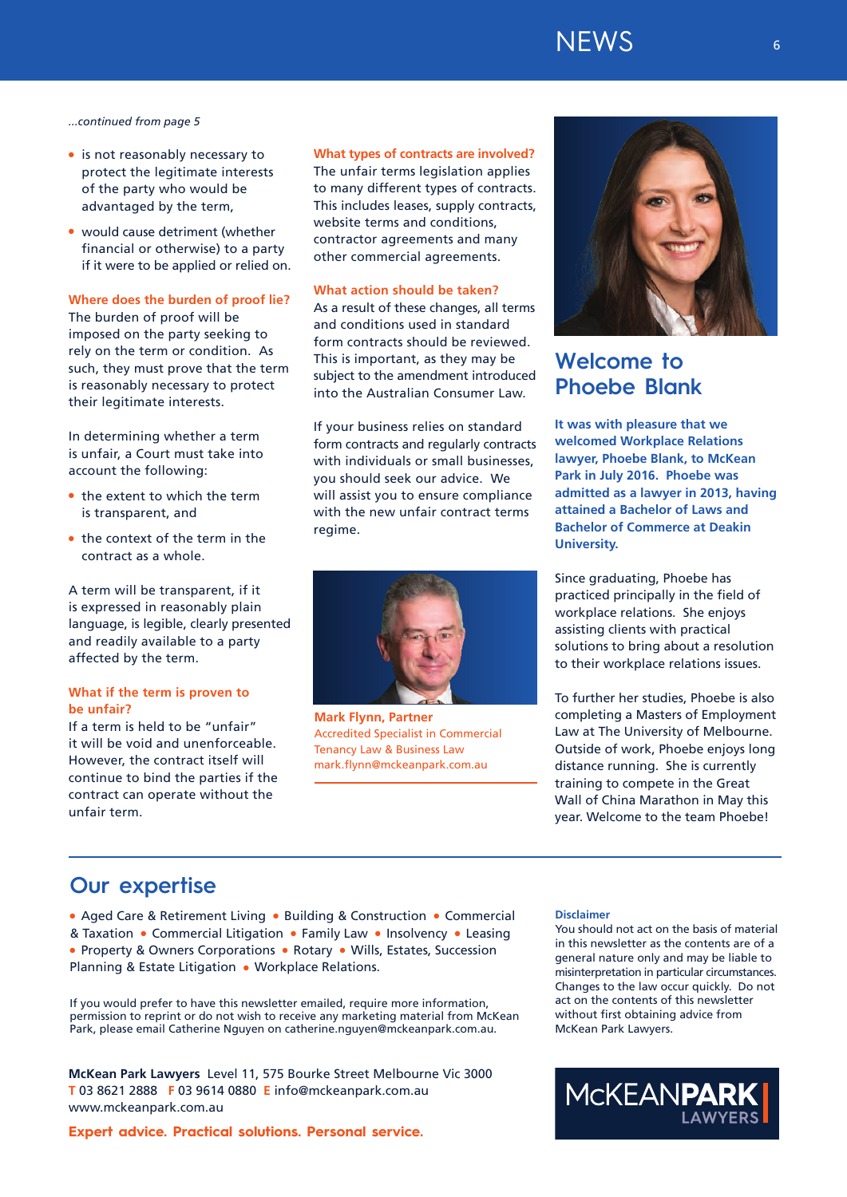*...continued from page 5*

- is not reasonably necessary to protect the legitimate interests of the party who would be advantaged by the term,
- would cause detriment (whether financial or otherwise) to a party if it were to be applied or relied on.

### Where does the burden of proof lie?

The burden of proof will be imposed on the party seeking to rely on the term or condition. As such, they must prove that the term is reasonably necessary to protect their legitimate interests.

In determining whether a term is unfair, a Court must take into account the following:

- the extent to which the term is transparent, and
- the context of the term in the contract as a whole.

A term will be transparent, if it is expressed in reasonably plain language, is legible, clearly presented and readily available to a party affected by the term.

### What if the term is proven to be unfair?

If a term is held to be "unfair" it will be void and unenforceable. However, the contract itself will continue to bind the parties if the contract can operate without the unfair term.

### What types of contracts are involved?

The unfair terms legislation applies to many different types of contracts. This includes leases, supply contracts, website terms and conditions, contractor agreements and many other commercial agreements.

### What action should be taken?

As a result of these changes, all terms and conditions used in standard form contracts should be reviewed. This is important, as they may be subject to the amendment introduced into the Australian Consumer Law.

If your business relies on standard form contracts and regularly contracts with individuals or small businesses, you should seek our advice. We will assist you to ensure compliance with the new unfair contract terms regime.

**Mark Flynn, Partner**
Accredited Specialist in Commercial Tenancy Law & Business Law
mark.flynn@mckeanpark.com.au

## Welcome to Phoebe Blank

**It was with pleasure that we welcomed Workplace Relations lawyer, Phoebe Blank, to McKean Park in July 2016. Phoebe was admitted as a lawyer in 2013, having attained a Bachelor of Laws and Bachelor of Commerce at Deakin University.**

Since graduating, Phoebe has practiced principally in the field of workplace relations. She enjoys assisting clients with practical solutions to bring about a resolution to their workplace relations issues.

To further her studies, Phoebe is also completing a Masters of Employment Law at The University of Melbourne. Outside of work, Phoebe enjoys long distance running. She is currently training to compete in the Great Wall of China Marathon in May this year. Welcome to the team Phoebe!

## Our expertise

• Aged Care & Retirement Living • Building & Construction • Commercial & Taxation • Commercial Litigation • Family Law • Insolvency • Leasing • Property & Owners Corporations • Rotary • Wills, Estates, Succession Planning & Estate Litigation • Workplace Relations.

If you would prefer to have this newsletter emailed, require more information, permission to reprint or do not wish to receive any marketing material from McKean Park, please email Catherine Nguyen on catherine.nguyen@mckeanpark.com.au.

**McKean Park Lawyers** Level 11, 575 Bourke Street Melbourne Vic 3000
T 03 8621 2888 F 03 9614 0880 E info@mckeanpark.com.au
www.mckeanpark.com.au

**Expert advice. Practical solutions. Personal service.**

**Disclaimer**
You should not act on the basis of material in this newsletter as the contents are of a general nature only and may be liable to misinterpretation in particular circumstances. Changes to the law occur quickly. Do not act on the contents of this newsletter without first obtaining advice from McKean Park Lawyers.

McKEANPARK LAWYERS